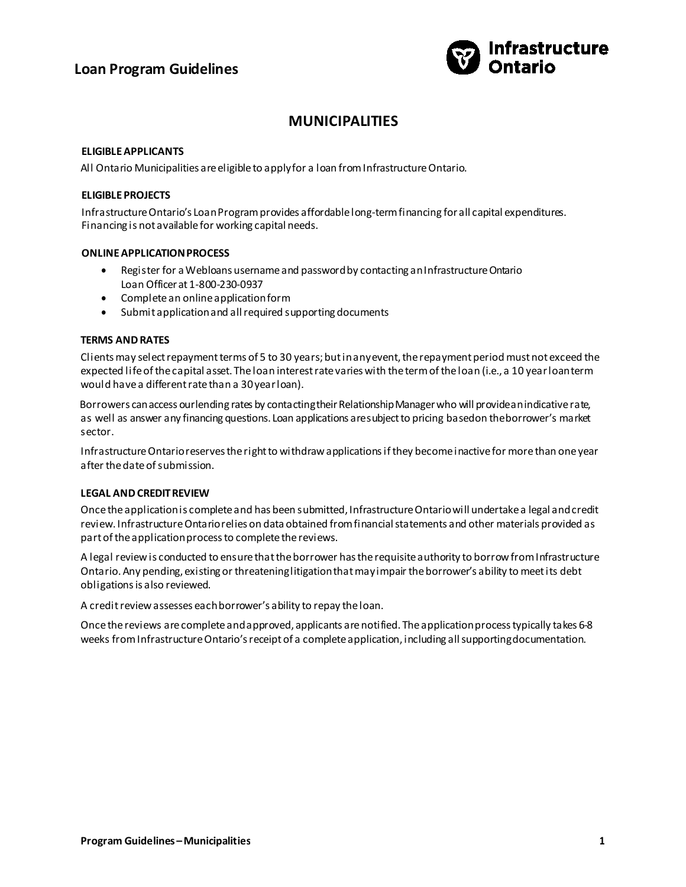# Loan Program Guidelines

## MUNICIPALITIES

### ELIGIBLE APPLICANTS

All Ontario Municipalities are eligible to apply for a loan from Infrastructure Ontario.

### ELIGIBLE PROJECTS

Infrastructure Ontario's Loan Program provides affordable long-term financing for all capital expenditures. Financing is not available for working capital needs.

### ONLINE APPLICATION PROCESS

- Register for a Webloans username and password by contacting an Infrastructure Ontario Loan Officer at 1-800-230-0937
- Complete an online application form
- Submit application and all required supporting documents

### TERMS AND RATES

Clients may select repayment terms of 5 to 30 years; but in any event, the repayment period must not exceed the expected life of the capital asset. The loan interest rate varies with the term of the loan (i.e., a 10 year loan term would have a different rate than a 30 year loan).

Borrowers can access our lending rates by contacting their Relationship Manager who will provide an indicative rate, as well as answer any financing questions. Loan applications are subject to pricing based on the borrower's market sector.

Infrastructure Ontario reserves the right to withdraw applications if they become inactive for more than one year after the date of submission.

### LEGAL AND CREDIT REVIEW

Once the application is complete and has been submitted, Infrastructure Ontario will undertake a legal and credit review. Infrastructure Ontario relies on data obtained from financial statements and other materials provided as part of the application process to complete the reviews.

A legal review is conducted to ensure that the borrower has the requisite authority to borrow from Infrastructure Ontario. Any pending, existing or threatening litigation that may impair the borrower's ability to meet its debt obligations is also reviewed.

A credit review assesses each borrower's ability to repay the loan.

Once the reviews are complete and approved, applicants are notified. The application process typically takes 6-8 weeks from Infrastructure Ontario's receipt of a complete application, including all supporting documentation.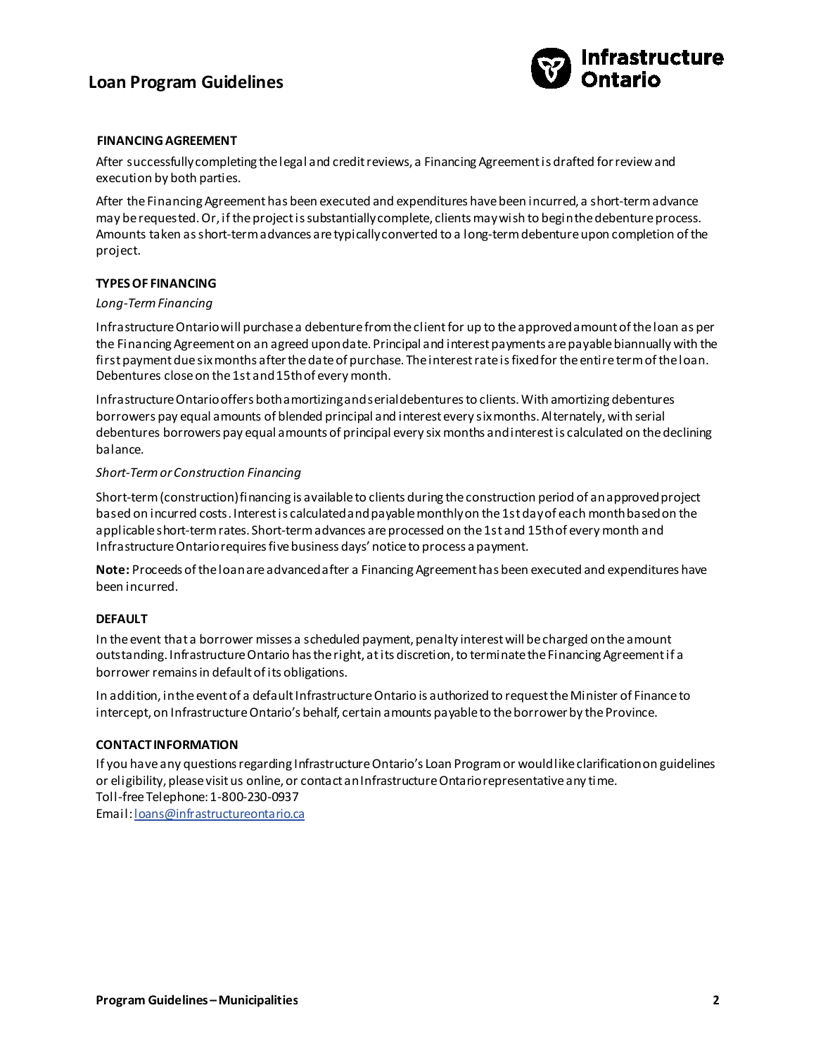## FINANCING AGREEMENT

After successfully completing the legal and credit reviews, a Financing Agreement is drafted for review and execution by both parties.

After the Financing Agreement has been executed and expenditures have been incurred, a short-term advance may be requested. Or, if the project is substantially complete, clients may wish to begin the debenture process. Amounts taken as short-term advances are typically converted to a long-term debenture upon completion of the project.

## TYPES OF FINANCING

*Long-Term Financing*

Infrastructure Ontario will purchase a debenture from the client for up to the approved amount of the loan as per the Financing Agreement on an agreed upon date. Principal and interest payments are payable biannually with the first payment due six months after the date of purchase. The interest rate is fixed for the entire term of the loan. Debentures close on the 1st and 15th of every month.

Infrastructure Ontario offers both amortizing and serial debentures to clients. With amortizing debentures borrowers pay equal amounts of blended principal and interest every six months. Alternately, with serial debentures borrowers pay equal amounts of principal every six months and interest is calculated on the declining balance.

*Short-Term or Construction Financing*

Short-term (construction) financing is available to clients during the construction period of an approved project based on incurred costs. Interest is calculated and payable monthly on the 1st day of each month based on the applicable short-term rates. Short-term advances are processed on the 1st and 15th of every month and Infrastructure Ontario requires five business days' notice to process a payment.

**Note:** Proceeds of the loan are advanced after a Financing Agreement has been executed and expenditures have been incurred.

## DEFAULT

In the event that a borrower misses a scheduled payment, penalty interest will be charged on the amount outstanding. Infrastructure Ontario has the right, at its discretion, to terminate the Financing Agreement if a borrower remains in default of its obligations.

In addition, in the event of a default Infrastructure Ontario is authorized to request the Minister of Finance to intercept, on Infrastructure Ontario's behalf, certain amounts payable to the borrower by the Province.

## CONTACT INFORMATION

If you have any questions regarding Infrastructure Ontario's Loan Program or would like clarification on guidelines or eligibility, please visit us online, or contact an Infrastructure Ontario representative any time.
Toll-free Telephone: 1-800-230-0937
Email: [loans@infrastructureontario.ca](mailto:loans@infrastructureontario.ca)